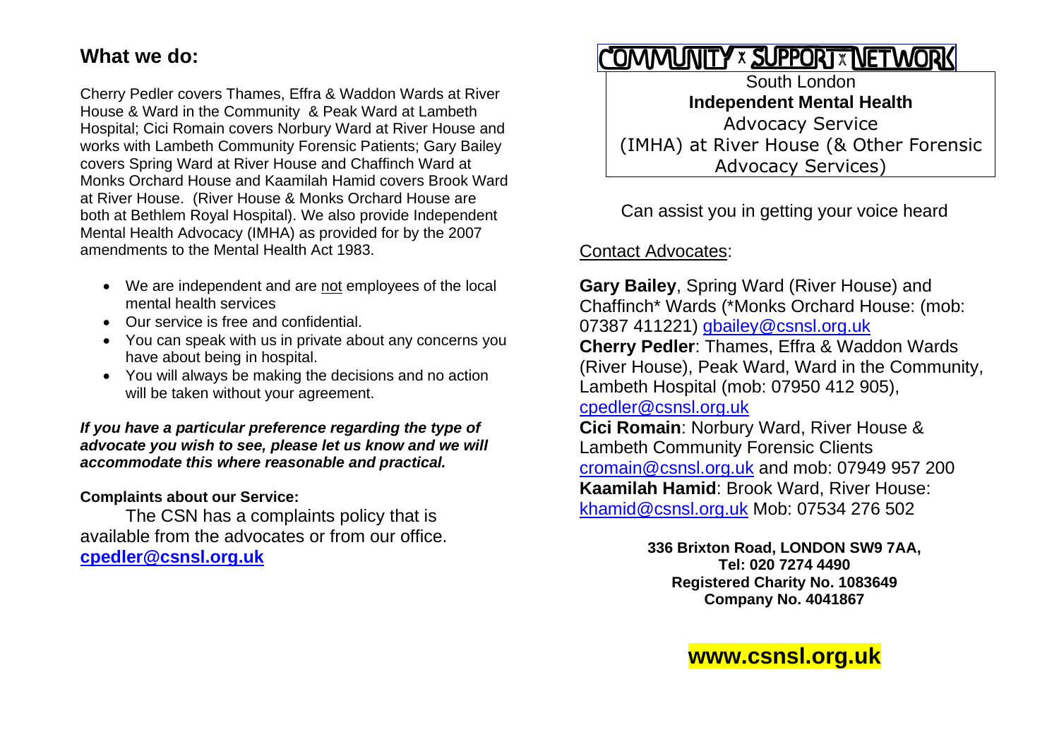## What we do:

Cherry Pedler covers Thames, Effra & Waddon Wards at River House & Ward in the Community & Peak Ward at Lambeth Hospital; Cici Romain covers Norbury Ward at River House and works with Lambeth Community Forensic Patients; Gary Bailey covers Spring Ward at River House and Chaffinch Ward at Monks Orchard House and Kaamilah Hamid covers Brook Ward at River House. (River House & Monks Orchard House are both at Bethlem Royal Hospital). We also provide Independent Mental Health Advocacy (IMHA) as provided for by the 2007 amendments to the Mental Health Act 1983.

- We are independent and are not employees of the local mental health services
- Our service is free and confidential.
- You can speak with us in private about any concerns you have about being in hospital.
- You will always be making the decisions and no action will be taken without your agreement.

***If you have a particular preference regarding the type of advocate you wish to see, please let us know and we will accommodate this where reasonable and practical.***

**Complaints about our Service:**

The CSN has a complaints policy that is available from the advocates or from our office. **cpedler@csnsl.org.uk**

# COMMUNITY SUPPORT NETWORK

South London
**Independent Mental Health**
Advocacy Service
(IMHA) at River House (& Other Forensic Advocacy Services)

Can assist you in getting your voice heard

Contact Advocates:

**Gary Bailey**, Spring Ward (River House) and Chaffinch* Wards (*Monks Orchard House: (mob: 07387 411221) gbailey@csnsl.org.uk
**Cherry Pedler**: Thames, Effra & Waddon Wards (River House), Peak Ward, Ward in the Community, Lambeth Hospital (mob: 07950 412 905), cpedler@csnsl.org.uk
**Cici Romain**: Norbury Ward, River House & Lambeth Community Forensic Clients cromain@csnsl.org.uk and mob: 07949 957 200
**Kaamilah Hamid**: Brook Ward, River House: khamid@csnsl.org.uk Mob: 07534 276 502

**336 Brixton Road, LONDON SW9 7AA,**
**Tel: 020 7274 4490**
**Registered Charity No. 1083649**
**Company No. 4041867**

**www.csnsl.org.uk**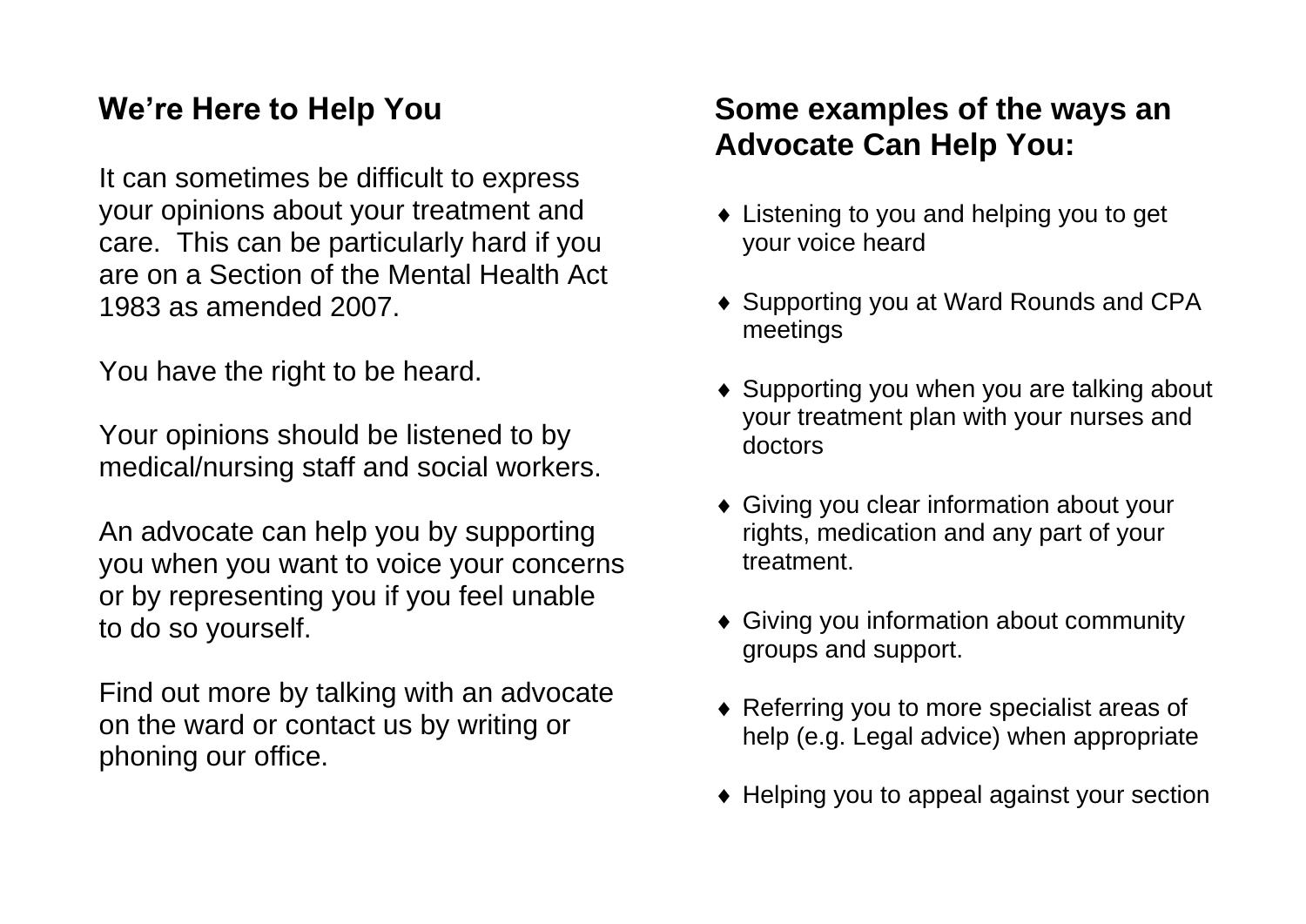## We're Here to Help You

It can sometimes be difficult to express your opinions about your treatment and care.  This can be particularly hard if you are on a Section of the Mental Health Act 1983 as amended 2007.

You have the right to be heard.

Your opinions should be listened to by medical/nursing staff and social workers.

An advocate can help you by supporting you when you want to voice your concerns or by representing you if you feel unable to do so yourself.

Find out more by talking with an advocate on the ward or contact us by writing or phoning our office.

## Some examples of the ways an Advocate Can Help You:

- Listening to you and helping you to get your voice heard
- Supporting you at Ward Rounds and CPA meetings
- Supporting you when you are talking about your treatment plan with your nurses and doctors
- Giving you clear information about your rights, medication and any part of your treatment.
- Giving you information about community groups and support.
- Referring you to more specialist areas of help (e.g. Legal advice) when appropriate
- Helping you to appeal against your section